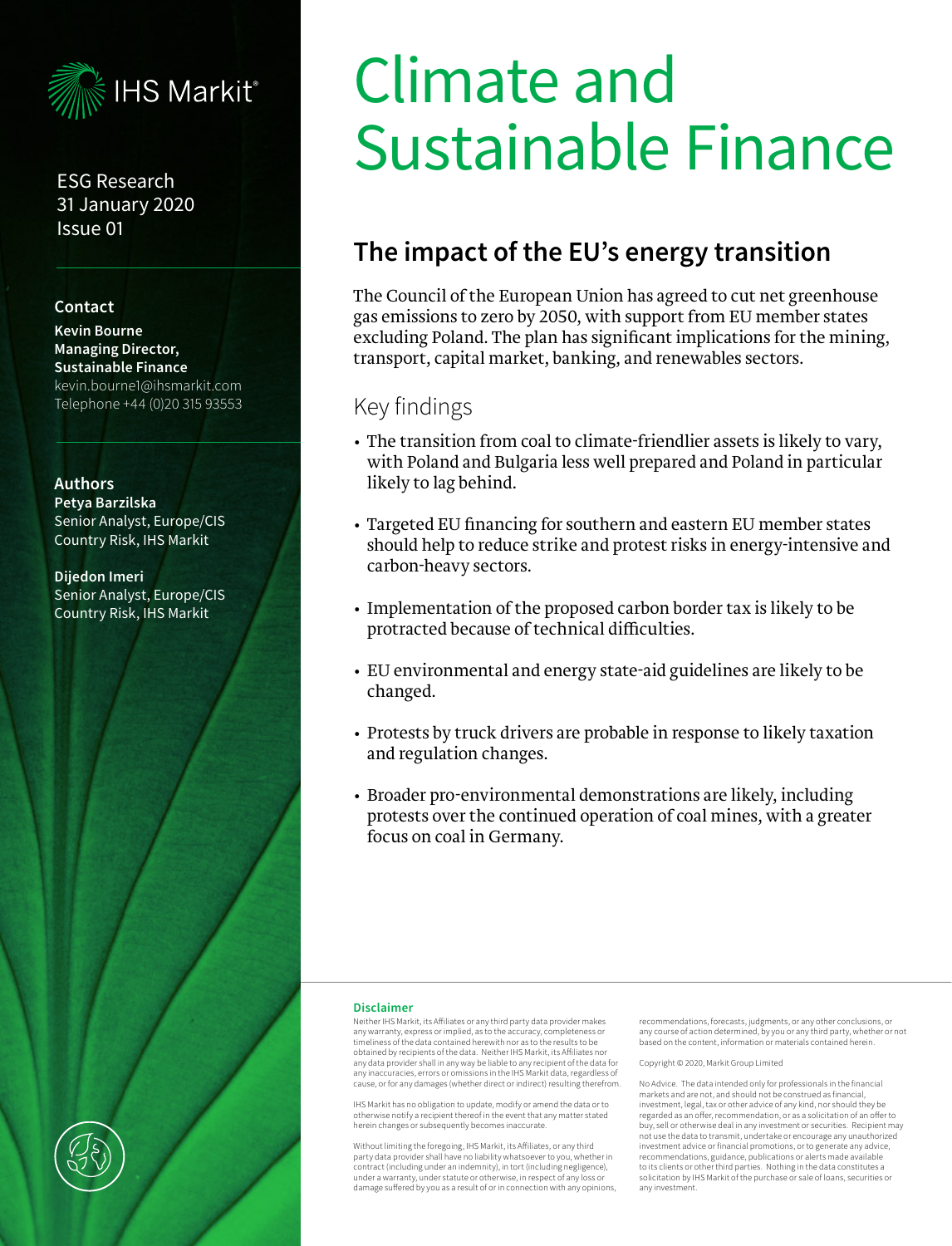IHS Markit®

ESG Research
31 January 2020
Issue 01

**Contact**

**Kevin Bourne**
**Managing Director, Sustainable Finance**
kevin.bourne1@ihsmarkit.com
Telephone +44 (0)20 315 93553

**Authors**

**Petya Barzilska**
Senior Analyst, Europe/CIS Country Risk, IHS Markit

**Dijedon Imeri**
Senior Analyst, Europe/CIS Country Risk, IHS Markit

# Climate and Sustainable Finance

## The impact of the EU's energy transition

The Council of the European Union has agreed to cut net greenhouse gas emissions to zero by 2050, with support from EU member states excluding Poland. The plan has significant implications for the mining, transport, capital market, banking, and renewables sectors.

### Key findings

- The transition from coal to climate-friendlier assets is likely to vary, with Poland and Bulgaria less well prepared and Poland in particular likely to lag behind.
- Targeted EU financing for southern and eastern EU member states should help to reduce strike and protest risks in energy-intensive and carbon-heavy sectors.
- Implementation of the proposed carbon border tax is likely to be protracted because of technical difficulties.
- EU environmental and energy state-aid guidelines are likely to be changed.
- Protests by truck drivers are probable in response to likely taxation and regulation changes.
- Broader pro-environmental demonstrations are likely, including protests over the continued operation of coal mines, with a greater focus on coal in Germany.

**Disclaimer**

Neither IHS Markit, its Affiliates or any third party data provider makes any warranty, express or implied, as to the accuracy, completeness or timeliness of the data contained herewith nor as to the results to be obtained by recipients of the data. Neither IHS Markit, its Affiliates nor any data provider shall in any way be liable to any recipient of the data for any inaccuracies, errors or omissions in the IHS Markit data, regardless of cause, or for any damages (whether direct or indirect) resulting therefrom.

IHS Markit has no obligation to update, modify or amend the data or to otherwise notify a recipient thereof in the event that any matter stated herein changes or subsequently becomes inaccurate.

Without limiting the foregoing, IHS Markit, its Affiliates, or any third party data provider shall have no liability whatsoever to you, whether in contract (including under an indemnity), in tort (including negligence), under a warranty, under statute or otherwise, in respect of any loss or damage suffered by you as a result of or in connection with any opinions, recommendations, forecasts, judgments, or any other conclusions, or any course of action determined, by you or any third party, whether or not based on the content, information or materials contained herein.

Copyright © 2020, Markit Group Limited

No Advice. The data intended only for professionals in the financial markets and are not, and should not be construed as financial, investment, legal, tax or other advice of any kind, nor should they be regarded as an offer, recommendation, or as a solicitation of an offer to buy, sell or otherwise deal in any investment or securities. Recipient may not use the data to transmit, undertake or encourage any unauthorized investment advice or financial promotions, or to generate any advice, recommendations, guidance, publications or alerts made available to its clients or other third parties. Nothing in the data constitutes a solicitation by IHS Markit of the purchase or sale of loans, securities or any investment.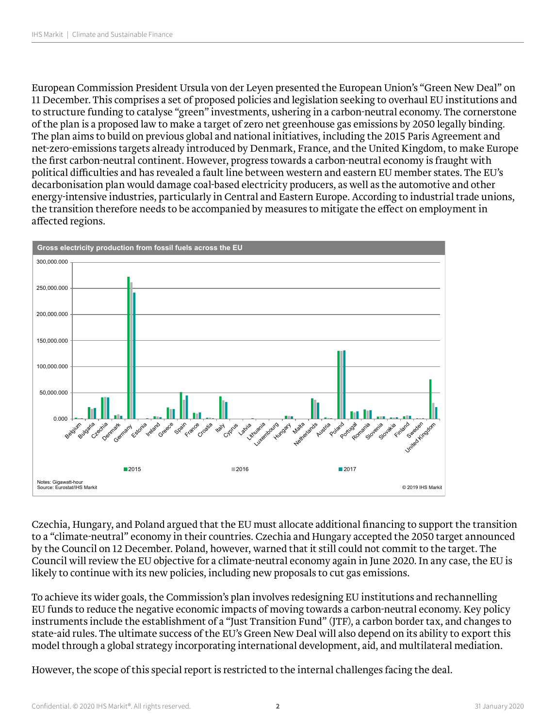European Commission President Ursula von der Leyen presented the European Union's "Green New Deal" on 11 December. This comprises a set of proposed policies and legislation seeking to overhaul EU institutions and to structure funding to catalyse "green" investments, ushering in a carbon-neutral economy. The cornerstone of the plan is a proposed law to make a target of zero net greenhouse gas emissions by 2050 legally binding. The plan aims to build on previous global and national initiatives, including the 2015 Paris Agreement and net-zero-emissions targets already introduced by Denmark, France, and the United Kingdom, to make Europe the first carbon-neutral continent. However, progress towards a carbon-neutral economy is fraught with political difficulties and has revealed a fault line between western and eastern EU member states. The EU's decarbonisation plan would damage coal-based electricity producers, as well as the automotive and other energy-intensive industries, particularly in Central and Eastern Europe. According to industrial trade unions, the transition therefore needs to be accompanied by measures to mitigate the effect on employment in affected regions.

**Gross electricity production from fossil fuels across the EU**

Notes: Gigawatt-hour
Source: Eurostat/IHS Markit

© 2019 IHS Markit

Czechia, Hungary, and Poland argued that the EU must allocate additional financing to support the transition to a "climate-neutral" economy in their countries. Czechia and Hungary accepted the 2050 target announced by the Council on 12 December. Poland, however, warned that it still could not commit to the target. The Council will review the EU objective for a climate-neutral economy again in June 2020. In any case, the EU is likely to continue with its new policies, including new proposals to cut gas emissions.

To achieve its wider goals, the Commission's plan involves redesigning EU institutions and rechannelling EU funds to reduce the negative economic impacts of moving towards a carbon-neutral economy. Key policy instruments include the establishment of a "Just Transition Fund" (JTF), a carbon border tax, and changes to state-aid rules. The ultimate success of the EU's Green New Deal will also depend on its ability to export this model through a global strategy incorporating international development, aid, and multilateral mediation.

However, the scope of this special report is restricted to the internal challenges facing the deal.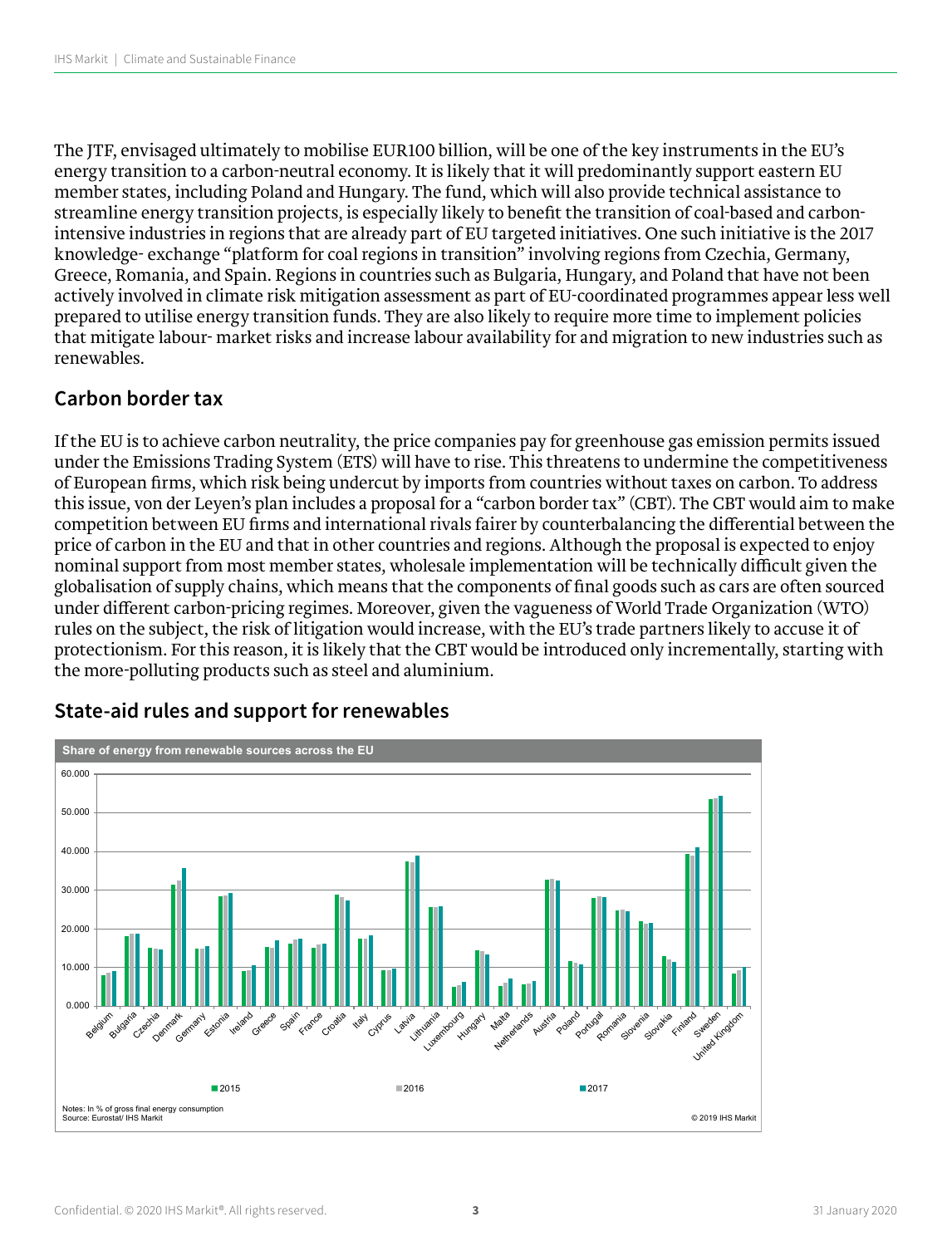The JTF, envisaged ultimately to mobilise EUR100 billion, will be one of the key instruments in the EU's energy transition to a carbon-neutral economy. It is likely that it will predominantly support eastern EU member states, including Poland and Hungary. The fund, which will also provide technical assistance to streamline energy transition projects, is especially likely to benefit the transition of coal-based and carbon-intensive industries in regions that are already part of EU targeted initiatives. One such initiative is the 2017 knowledge- exchange "platform for coal regions in transition" involving regions from Czechia, Germany, Greece, Romania, and Spain. Regions in countries such as Bulgaria, Hungary, and Poland that have not been actively involved in climate risk mitigation assessment as part of EU-coordinated programmes appear less well prepared to utilise energy transition funds. They are also likely to require more time to implement policies that mitigate labour- market risks and increase labour availability for and migration to new industries such as renewables.

## Carbon border tax

If the EU is to achieve carbon neutrality, the price companies pay for greenhouse gas emission permits issued under the Emissions Trading System (ETS) will have to rise. This threatens to undermine the competitiveness of European firms, which risk being undercut by imports from countries without taxes on carbon. To address this issue, von der Leyen's plan includes a proposal for a "carbon border tax" (CBT). The CBT would aim to make competition between EU firms and international rivals fairer by counterbalancing the differential between the price of carbon in the EU and that in other countries and regions. Although the proposal is expected to enjoy nominal support from most member states, wholesale implementation will be technically difficult given the globalisation of supply chains, which means that the components of final goods such as cars are often sourced under different carbon-pricing regimes. Moreover, given the vagueness of World Trade Organization (WTO) rules on the subject, the risk of litigation would increase, with the EU's trade partners likely to accuse it of protectionism. For this reason, it is likely that the CBT would be introduced only incrementally, starting with the more-polluting products such as steel and aluminium.

## State-aid rules and support for renewables

**Share of energy from renewable sources across the EU**

Notes: In % of gross final energy consumption
Source: Eurostat/ IHS Markit

© 2019 IHS Markit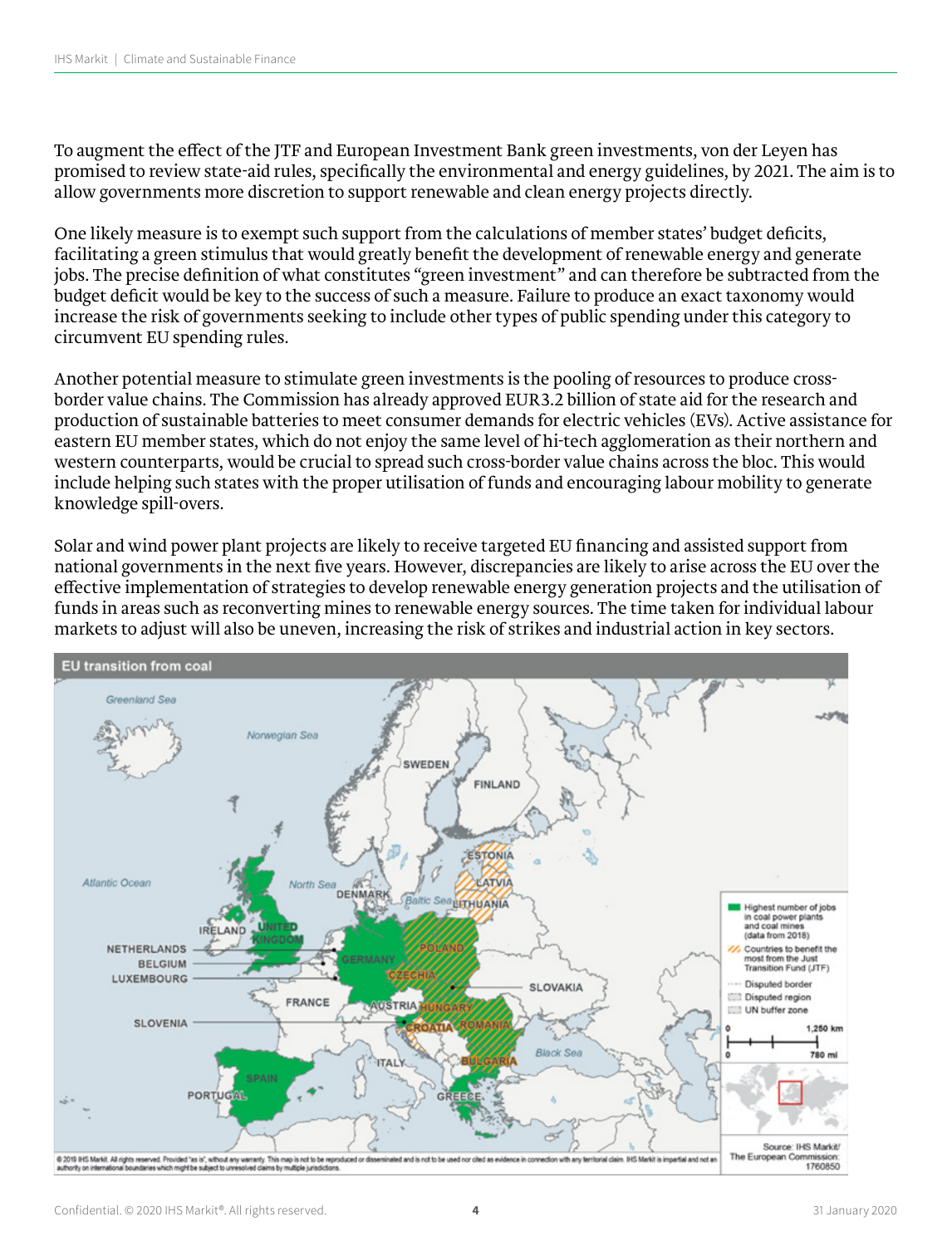To augment the effect of the JTF and European Investment Bank green investments, von der Leyen has promised to review state-aid rules, specifically the environmental and energy guidelines, by 2021. The aim is to allow governments more discretion to support renewable and clean energy projects directly.

One likely measure is to exempt such support from the calculations of member states' budget deficits, facilitating a green stimulus that would greatly benefit the development of renewable energy and generate jobs. The precise definition of what constitutes "green investment" and can therefore be subtracted from the budget deficit would be key to the success of such a measure. Failure to produce an exact taxonomy would increase the risk of governments seeking to include other types of public spending under this category to circumvent EU spending rules.

Another potential measure to stimulate green investments is the pooling of resources to produce cross-border value chains. The Commission has already approved EUR3.2 billion of state aid for the research and production of sustainable batteries to meet consumer demands for electric vehicles (EVs). Active assistance for eastern EU member states, which do not enjoy the same level of hi-tech agglomeration as their northern and western counterparts, would be crucial to spread such cross-border value chains across the bloc. This would include helping such states with the proper utilisation of funds and encouraging labour mobility to generate knowledge spill-overs.

Solar and wind power plant projects are likely to receive targeted EU financing and assisted support from national governments in the next five years. However, discrepancies are likely to arise across the EU over the effective implementation of strategies to develop renewable energy generation projects and the utilisation of funds in areas such as reconverting mines to renewable energy sources. The time taken for individual labour markets to adjust will also be uneven, increasing the risk of strikes and industrial action in key sectors.

**EU transition from coal**

Legend: Highest number of jobs in coal power plants and coal mines (data from 2018); Countries to benefit the most from the Just Transition Fund (JTF); Disputed border; Disputed region; UN buffer zone

Source: IHS Markit/ The European Commission
1760850

© 2019 IHS Markit. All rights reserved. Provided "as is", without any warranty. This map is not to be reproduced or disseminated and is not to be used nor cited as evidence in connection with any territorial claim. IHS Markit is impartial and not an authority on international boundaries which might be subject to unresolved claims by multiple jurisdictions.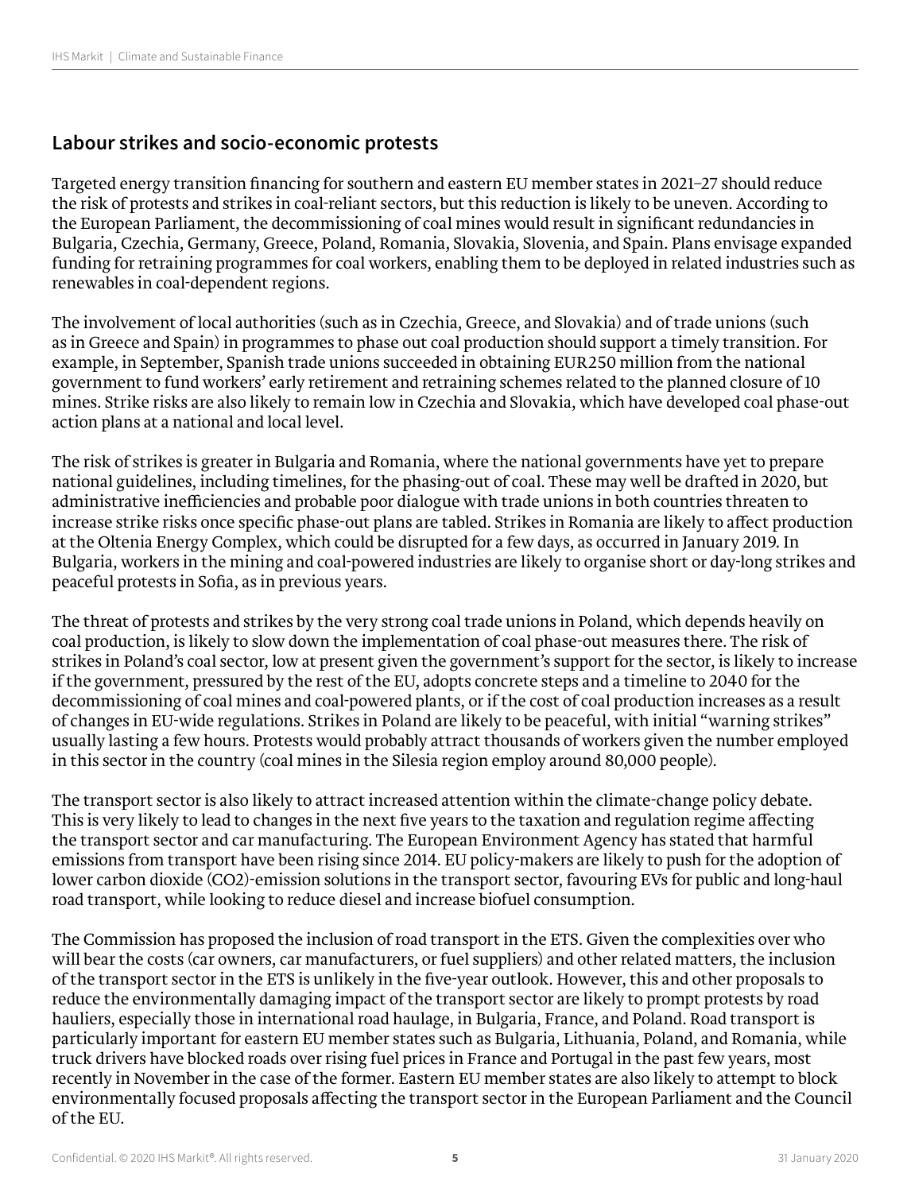## Labour strikes and socio-economic protests

Targeted energy transition financing for southern and eastern EU member states in 2021–27 should reduce the risk of protests and strikes in coal-reliant sectors, but this reduction is likely to be uneven. According to the European Parliament, the decommissioning of coal mines would result in significant redundancies in Bulgaria, Czechia, Germany, Greece, Poland, Romania, Slovakia, Slovenia, and Spain. Plans envisage expanded funding for retraining programmes for coal workers, enabling them to be deployed in related industries such as renewables in coal-dependent regions.

The involvement of local authorities (such as in Czechia, Greece, and Slovakia) and of trade unions (such as in Greece and Spain) in programmes to phase out coal production should support a timely transition. For example, in September, Spanish trade unions succeeded in obtaining EUR250 million from the national government to fund workers' early retirement and retraining schemes related to the planned closure of 10 mines. Strike risks are also likely to remain low in Czechia and Slovakia, which have developed coal phase-out action plans at a national and local level.

The risk of strikes is greater in Bulgaria and Romania, where the national governments have yet to prepare national guidelines, including timelines, for the phasing-out of coal. These may well be drafted in 2020, but administrative inefficiencies and probable poor dialogue with trade unions in both countries threaten to increase strike risks once specific phase-out plans are tabled. Strikes in Romania are likely to affect production at the Oltenia Energy Complex, which could be disrupted for a few days, as occurred in January 2019. In Bulgaria, workers in the mining and coal-powered industries are likely to organise short or day-long strikes and peaceful protests in Sofia, as in previous years.

The threat of protests and strikes by the very strong coal trade unions in Poland, which depends heavily on coal production, is likely to slow down the implementation of coal phase-out measures there. The risk of strikes in Poland's coal sector, low at present given the government's support for the sector, is likely to increase if the government, pressured by the rest of the EU, adopts concrete steps and a timeline to 2040 for the decommissioning of coal mines and coal-powered plants, or if the cost of coal production increases as a result of changes in EU-wide regulations. Strikes in Poland are likely to be peaceful, with initial "warning strikes" usually lasting a few hours. Protests would probably attract thousands of workers given the number employed in this sector in the country (coal mines in the Silesia region employ around 80,000 people).

The transport sector is also likely to attract increased attention within the climate-change policy debate. This is very likely to lead to changes in the next five years to the taxation and regulation regime affecting the transport sector and car manufacturing. The European Environment Agency has stated that harmful emissions from transport have been rising since 2014. EU policy-makers are likely to push for the adoption of lower carbon dioxide ($CO_2$)-emission solutions in the transport sector, favouring EVs for public and long-haul road transport, while looking to reduce diesel and increase biofuel consumption.

The Commission has proposed the inclusion of road transport in the ETS. Given the complexities over who will bear the costs (car owners, car manufacturers, or fuel suppliers) and other related matters, the inclusion of the transport sector in the ETS is unlikely in the five-year outlook. However, this and other proposals to reduce the environmentally damaging impact of the transport sector are likely to prompt protests by road hauliers, especially those in international road haulage, in Bulgaria, France, and Poland. Road transport is particularly important for eastern EU member states such as Bulgaria, Lithuania, Poland, and Romania, while truck drivers have blocked roads over rising fuel prices in France and Portugal in the past few years, most recently in November in the case of the former. Eastern EU member states are also likely to attempt to block environmentally focused proposals affecting the transport sector in the European Parliament and the Council of the EU.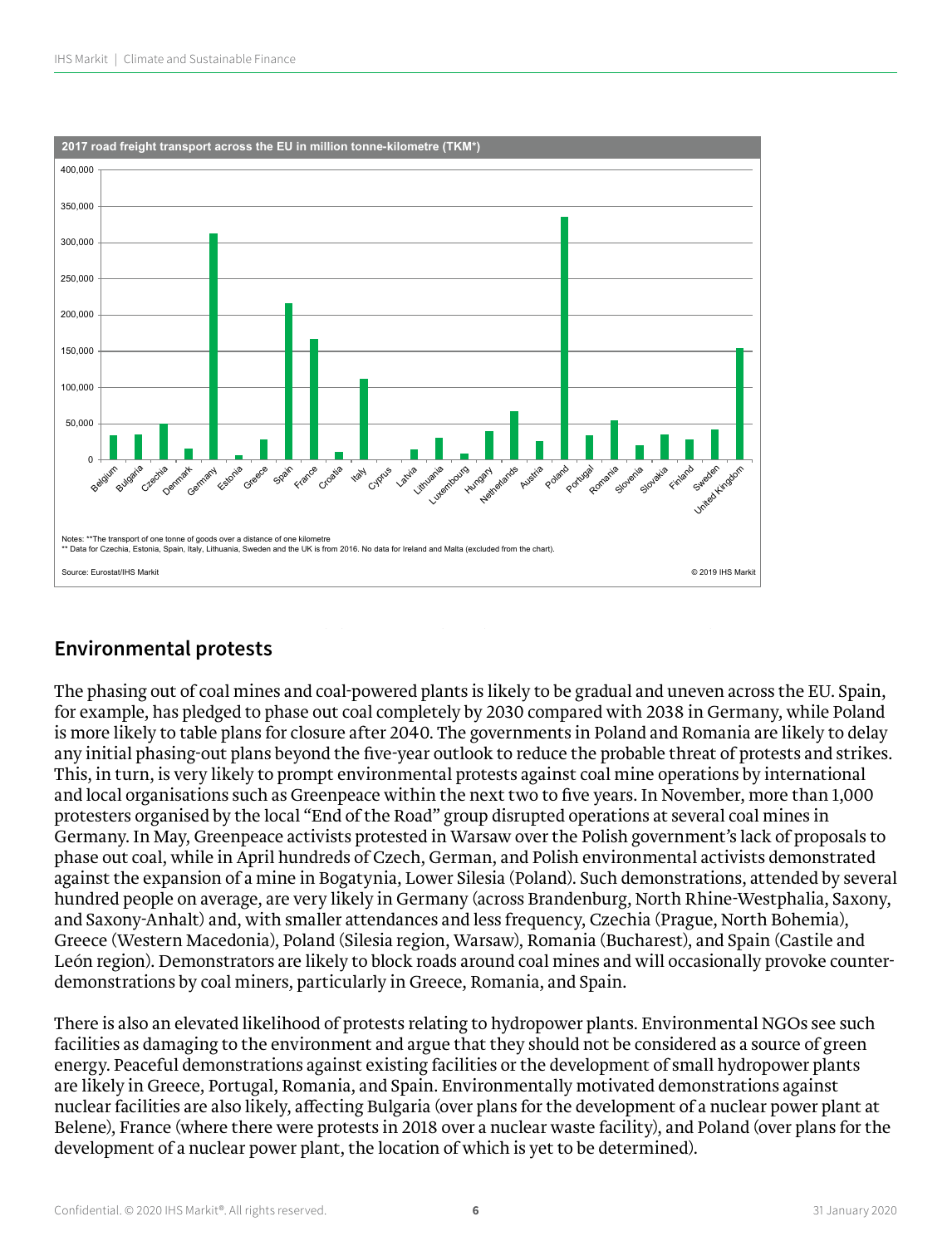**2017 road freight transport across the EU in million tonne-kilometre (TKM*)**

Notes: **The transport of one tonne of goods over a distance of one kilometre
** Data for Czechia, Estonia, Spain, Italy, Lithuania, Sweden and the UK is from 2016. No data for Ireland and Malta (excluded from the chart).

Source: Eurostat/IHS Markit

© 2019 IHS Markit

## Environmental protests

The phasing out of coal mines and coal-powered plants is likely to be gradual and uneven across the EU. Spain, for example, has pledged to phase out coal completely by 2030 compared with 2038 in Germany, while Poland is more likely to table plans for closure after 2040. The governments in Poland and Romania are likely to delay any initial phasing-out plans beyond the five-year outlook to reduce the probable threat of protests and strikes. This, in turn, is very likely to prompt environmental protests against coal mine operations by international and local organisations such as Greenpeace within the next two to five years. In November, more than 1,000 protesters organised by the local "End of the Road" group disrupted operations at several coal mines in Germany. In May, Greenpeace activists protested in Warsaw over the Polish government's lack of proposals to phase out coal, while in April hundreds of Czech, German, and Polish environmental activists demonstrated against the expansion of a mine in Bogatynia, Lower Silesia (Poland). Such demonstrations, attended by several hundred people on average, are very likely in Germany (across Brandenburg, North Rhine-Westphalia, Saxony, and Saxony-Anhalt) and, with smaller attendances and less frequency, Czechia (Prague, North Bohemia), Greece (Western Macedonia), Poland (Silesia region, Warsaw), Romania (Bucharest), and Spain (Castile and León region). Demonstrators are likely to block roads around coal mines and will occasionally provoke counter-demonstrations by coal miners, particularly in Greece, Romania, and Spain.

There is also an elevated likelihood of protests relating to hydropower plants. Environmental NGOs see such facilities as damaging to the environment and argue that they should not be considered as a source of green energy. Peaceful demonstrations against existing facilities or the development of small hydropower plants are likely in Greece, Portugal, Romania, and Spain. Environmentally motivated demonstrations against nuclear facilities are also likely, affecting Bulgaria (over plans for the development of a nuclear power plant at Belene), France (where there were protests in 2018 over a nuclear waste facility), and Poland (over plans for the development of a nuclear power plant, the location of which is yet to be determined).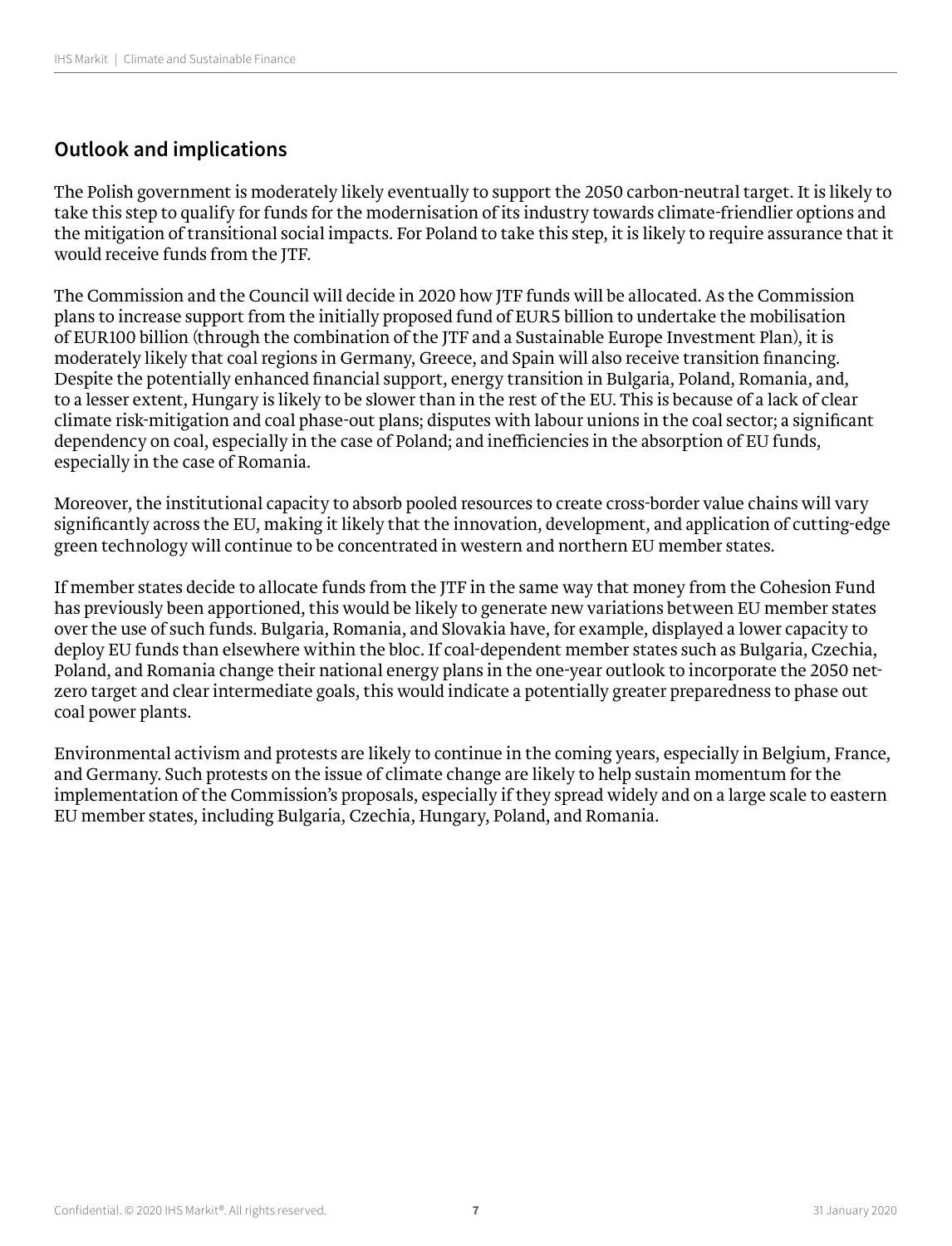## Outlook and implications

The Polish government is moderately likely eventually to support the 2050 carbon-neutral target. It is likely to take this step to qualify for funds for the modernisation of its industry towards climate-friendlier options and the mitigation of transitional social impacts. For Poland to take this step, it is likely to require assurance that it would receive funds from the JTF.

The Commission and the Council will decide in 2020 how JTF funds will be allocated. As the Commission plans to increase support from the initially proposed fund of EUR5 billion to undertake the mobilisation of EUR100 billion (through the combination of the JTF and a Sustainable Europe Investment Plan), it is moderately likely that coal regions in Germany, Greece, and Spain will also receive transition financing. Despite the potentially enhanced financial support, energy transition in Bulgaria, Poland, Romania, and, to a lesser extent, Hungary is likely to be slower than in the rest of the EU. This is because of a lack of clear climate risk-mitigation and coal phase-out plans; disputes with labour unions in the coal sector; a significant dependency on coal, especially in the case of Poland; and inefficiencies in the absorption of EU funds, especially in the case of Romania.

Moreover, the institutional capacity to absorb pooled resources to create cross-border value chains will vary significantly across the EU, making it likely that the innovation, development, and application of cutting-edge green technology will continue to be concentrated in western and northern EU member states.

If member states decide to allocate funds from the JTF in the same way that money from the Cohesion Fund has previously been apportioned, this would be likely to generate new variations between EU member states over the use of such funds. Bulgaria, Romania, and Slovakia have, for example, displayed a lower capacity to deploy EU funds than elsewhere within the bloc. If coal-dependent member states such as Bulgaria, Czechia, Poland, and Romania change their national energy plans in the one-year outlook to incorporate the 2050 net-zero target and clear intermediate goals, this would indicate a potentially greater preparedness to phase out coal power plants.

Environmental activism and protests are likely to continue in the coming years, especially in Belgium, France, and Germany. Such protests on the issue of climate change are likely to help sustain momentum for the implementation of the Commission's proposals, especially if they spread widely and on a large scale to eastern EU member states, including Bulgaria, Czechia, Hungary, Poland, and Romania.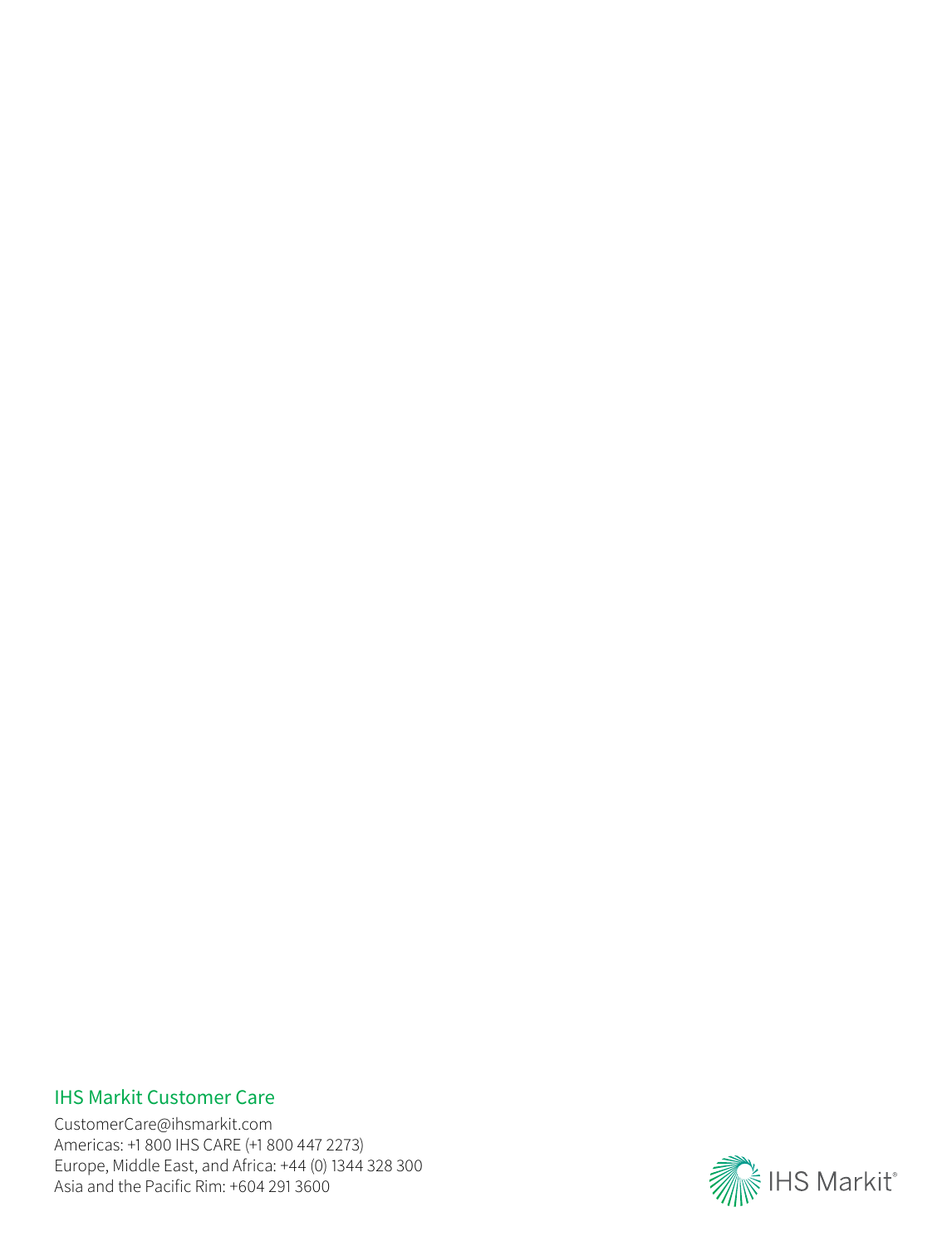## IHS Markit Customer Care

CustomerCare@ihsmarkit.com
Americas: +1 800 IHS CARE (+1 800 447 2273)
Europe, Middle East, and Africa: +44 (0) 1344 328 300
Asia and the Pacific Rim: +604 291 3600

IHS Markit®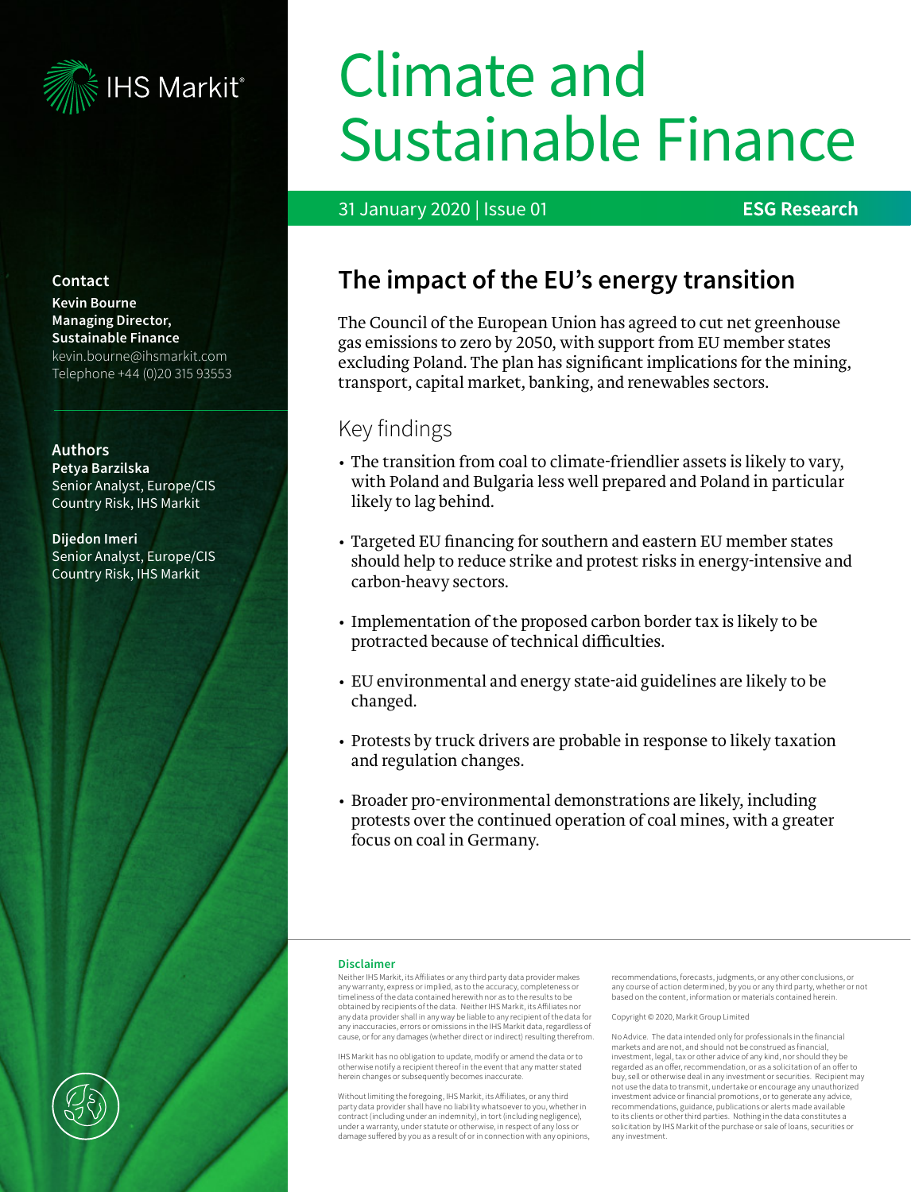IHS Markit®

# Climate and Sustainable Finance

31 January 2020 | Issue 01

**ESG Research**

**Contact**

**Kevin Bourne**
**Managing Director, Sustainable Finance**
kevin.bourne@ihsmarkit.com
Telephone +44 (0)20 315 93553

**Authors**

**Petya Barzilska**
Senior Analyst, Europe/CIS Country Risk, IHS Markit

**Dijedon Imeri**
Senior Analyst, Europe/CIS Country Risk, IHS Markit

## The impact of the EU's energy transition

The Council of the European Union has agreed to cut net greenhouse gas emissions to zero by 2050, with support from EU member states excluding Poland. The plan has significant implications for the mining, transport, capital market, banking, and renewables sectors.

### Key findings

- The transition from coal to climate-friendlier assets is likely to vary, with Poland and Bulgaria less well prepared and Poland in particular likely to lag behind.
- Targeted EU financing for southern and eastern EU member states should help to reduce strike and protest risks in energy-intensive and carbon-heavy sectors.
- Implementation of the proposed carbon border tax is likely to be protracted because of technical difficulties.
- EU environmental and energy state-aid guidelines are likely to be changed.
- Protests by truck drivers are probable in response to likely taxation and regulation changes.
- Broader pro-environmental demonstrations are likely, including protests over the continued operation of coal mines, with a greater focus on coal in Germany.

**Disclaimer**

Neither IHS Markit, its Affiliates or any third party data provider makes any warranty, express or implied, as to the accuracy, completeness or timeliness of the data contained herewith nor as to the results to be obtained by recipients of the data. Neither IHS Markit, its Affiliates nor any data provider shall in any way be liable to any recipient of the data for any inaccuracies, errors or omissions in the IHS Markit data, regardless of cause, or for any damages (whether direct or indirect) resulting therefrom.

IHS Markit has no obligation to update, modify or amend the data or to otherwise notify a recipient thereof in the event that any matter stated herein changes or subsequently becomes inaccurate.

Without limiting the foregoing, IHS Markit, its Affiliates, or any third party data provider shall have no liability whatsoever to you, whether in contract (including under an indemnity), in tort (including negligence), under a warranty, under statute or otherwise, in respect of any loss or damage suffered by you as a result of or in connection with any opinions, recommendations, forecasts, judgments, or any other conclusions, or any course of action determined, by you or any third party, whether or not based on the content, information or materials contained herein.

Copyright © 2020, Markit Group Limited

No Advice. The data intended only for professionals in the financial markets and are not, and should not be construed as financial, investment, legal, tax or other advice of any kind, nor should they be regarded as an offer, recommendation, or as a solicitation of an offer to buy, sell or otherwise deal in any investment or securities. Recipient may not use the data to transmit, undertake or encourage any unauthorized investment advice or financial promotions, or to generate any advice, recommendations, guidance, publications or alerts made available to its clients or other third parties. Nothing in the data constitutes a solicitation by IHS Markit of the purchase or sale of loans, securities or any investment.